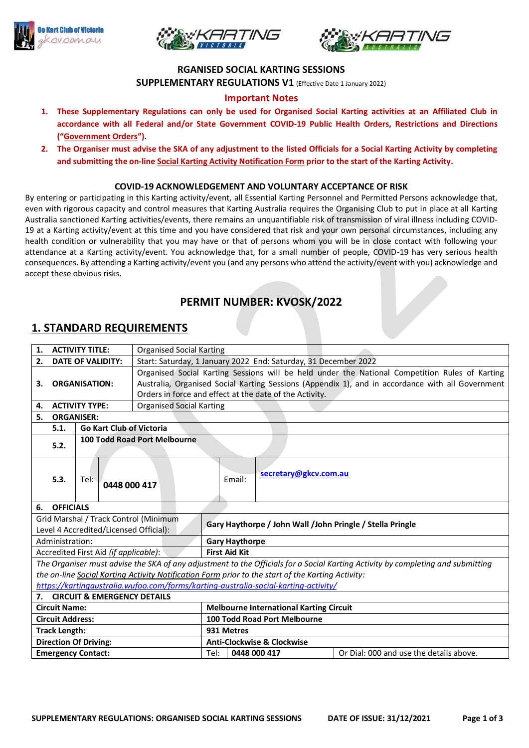**RGANISED SOCIAL KARTING SESSIONS**

**SUPPLEMENTARY REGULATIONS V1** (Effective Date 1 January 2022)

**Important Notes**

1. **These Supplementary Regulations can only be used for Organised Social Karting activities at an Affiliated Club in accordance with all Federal and/or State Government COVID-19 Public Health Orders, Restrictions and Directions ("Government Orders").**
2. **The Organiser must advise the SKA of any adjustment to the listed Officials for a Social Karting Activity by completing and submitting the on-line Social Karting Activity Notification Form prior to the start of the Karting Activity.**

**COVID-19 ACKNOWLEDGEMENT AND VOLUNTARY ACCEPTANCE OF RISK**

By entering or participating in this Karting activity/event, all Essential Karting Personnel and Permitted Persons acknowledge that, even with rigorous capacity and control measures that Karting Australia requires the Organising Club to put in place at all Karting Australia sanctioned Karting activities/events, there remains an unquantifiable risk of transmission of viral illness including COVID-19 at a Karting activity/event at this time and you have considered that risk and your own personal circumstances, including any health condition or vulnerability that you may have or that of persons whom you will be in close contact with following your attendance at a Karting activity/event. You acknowledge that, for a small number of people, COVID-19 has very serious health consequences. By attending a Karting activity/event you (and any persons who attend the activity/event with you) acknowledge and accept these obvious risks.

## PERMIT NUMBER: KVOSK/2022

## 1. STANDARD REQUIREMENTS

| | | |
|---|---|---|
| **1. ACTIVITY TITLE:** | Organised Social Karting | |
| **2. DATE OF VALIDITY:** | Start: Saturday, 1 January 2022 End: Saturday, 31 December 2022 | |
| **3. ORGANISATION:** | Organised Social Karting Sessions will be held under the National Competition Rules of Karting Australia, Organised Social Karting Sessions (Appendix 1), and in accordance with all Government Orders in force and effect at the date of the Activity. | |
| **4. ACTIVITY TYPE:** | Organised Social Karting | |
| **5. ORGANISER:** | | |
| **5.1.** | **Go Kart Club of Victoria** | |
| **5.2.** | **100 Todd Road Port Melbourne** | |
| **5.3.** | Tel: **0448 000 417** | Email: **secretary@gkcv.com.au** |
| **6. OFFICIALS** | | |
| Grid Marshal / Track Control (Minimum Level 4 Accredited/Licensed Official): | **Gary Haythorpe / John Wall /John Pringle / Stella Pringle** | |
| Administration: | **Gary Haythorpe** | |
| Accredited First Aid *(if applicable)*: | **First Aid Kit** | |
| *The Organiser must advise the SKA of any adjustment to the Officials for a Social Karting Activity by completing and submitting the on-line Social Karting Activity Notification Form prior to the start of the Karting Activity: https://kartingaustralia.wufoo.com/forms/karting-australia-social-karting-activity/* | | |
| **7. CIRCUIT & EMERGENCY DETAILS** | | |
| **Circuit Name:** | **Melbourne International Karting Circuit** | |
| **Circuit Address:** | **100 Todd Road Port Melbourne** | |
| **Track Length:** | **931 Metres** | |
| **Direction Of Driving:** | **Anti-Clockwise & Clockwise** | |
| **Emergency Contact:** | Tel: **0448 000 417** | Or Dial: 000 and use the details above. |

**SUPPLEMENTARY REGULATIONS: ORGANISED SOCIAL KARTING SESSIONS** **DATE OF ISSUE: 31/12/2021**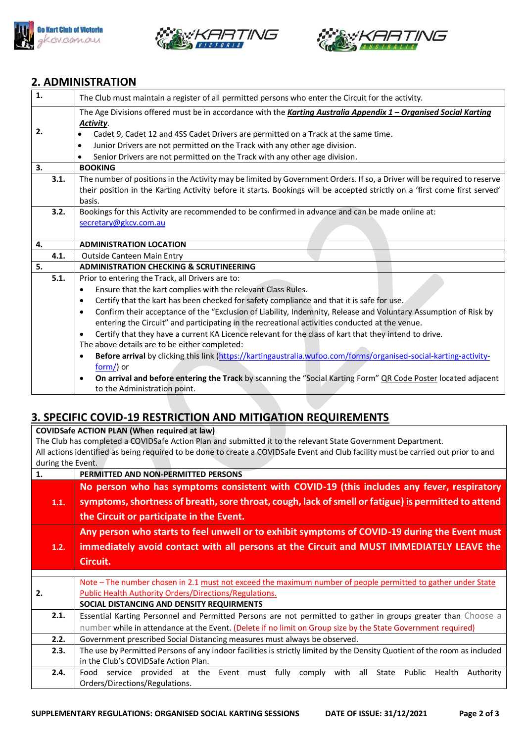## 2. ADMINISTRATION

| | |
|---|---|
| **1.** | The Club must maintain a register of all permitted persons who enter the Circuit for the activity. |
| **2.** | The Age Divisions offered must be in accordance with the ***Karting Australia Appendix 1 – Organised Social Karting Activity***.<br>• Cadet 9, Cadet 12 and 4SS Cadet Drivers are permitted on a Track at the same time.<br>• Junior Drivers are not permitted on the Track with any other age division.<br>• Senior Drivers are not permitted on the Track with any other age division. |
| **3.** | **BOOKING** |
| **3.1.** | The number of positions in the Activity may be limited by Government Orders. If so, a Driver will be required to reserve their position in the Karting Activity before it starts. Bookings will be accepted strictly on a 'first come first served' basis. |
| **3.2.** | Bookings for this Activity are recommended to be confirmed in advance and can be made online at: secretary@gkcv.com.au |
| **4.** | **ADMINISTRATION LOCATION** |
| **4.1.** | Outside Canteen Main Entry |
| **5.** | **ADMINISTRATION CHECKING & SCRUTINEERING** |
| **5.1.** | Prior to entering the Track, all Drivers are to:<br>• Ensure that the kart complies with the relevant Class Rules.<br>• Certify that the kart has been checked for safety compliance and that it is safe for use.<br>• Confirm their acceptance of the "Exclusion of Liability, Indemnity, Release and Voluntary Assumption of Risk by entering the Circuit" and participating in the recreational activities conducted at the venue.<br>• Certify that they have a current KA Licence relevant for the class of kart that they intend to drive.<br>The above details are to be either completed:<br>• **Before arrival** by clicking this link (https://kartingaustralia.wufoo.com/forms/organised-social-karting-activity-form/) or<br>• **On arrival and before entering the Track** by scanning the "Social Karting Form" QR Code Poster located adjacent to the Administration point. |

## 3. SPECIFIC COVID-19 RESTRICTION AND MITIGATION REQUIREMENTS

| | |
|---|---|
| **COVIDSafe ACTION PLAN (When required at law)**<br>The Club has completed a COVIDSafe Action Plan and submitted it to the relevant State Government Department.<br>All actions identified as being required to be done to create a COVIDSafe Event and Club facility must be carried out prior to and during the Event. | |
| **1.** | **PERMITTED AND NON-PERMITTED PERSONS** |
| **1.1.** | **No person who has symptoms consistent with COVID-19 (this includes any fever, respiratory symptoms, shortness of breath, sore throat, cough, lack of smell or fatigue) is permitted to attend the Circuit or participate in the Event.** |
| **1.2.** | **Any person who starts to feel unwell or to exhibit symptoms of COVID-19 during the Event must immediately avoid contact with all persons at the Circuit and MUST IMMEDIATELY LEAVE the Circuit.** |
| **2.** | Note – The number chosen in 2.1 must not exceed the maximum number of people permitted to gather under State Public Health Authority Orders/Directions/Regulations.<br>**SOCIAL DISTANCING AND DENSITY REQUIRMENTS** |
| **2.1.** | Essential Karting Personnel and Permitted Persons are not permitted to gather in groups greater than Choose a number while in attendance at the Event. (Delete if no limit on Group size by the State Government required) |
| **2.2.** | Government prescribed Social Distancing measures must always be observed. |
| **2.3.** | The use by Permitted Persons of any indoor facilities is strictly limited by the Density Quotient of the room as included in the Club's COVIDSafe Action Plan. |
| **2.4.** | Food service provided at the Event must fully comply with all State Public Health Authority Orders/Directions/Regulations. |

**SUPPLEMENTARY REGULATIONS: ORGANISED SOCIAL KARTING SESSIONS** **DATE OF ISSUE: 31/12/2021**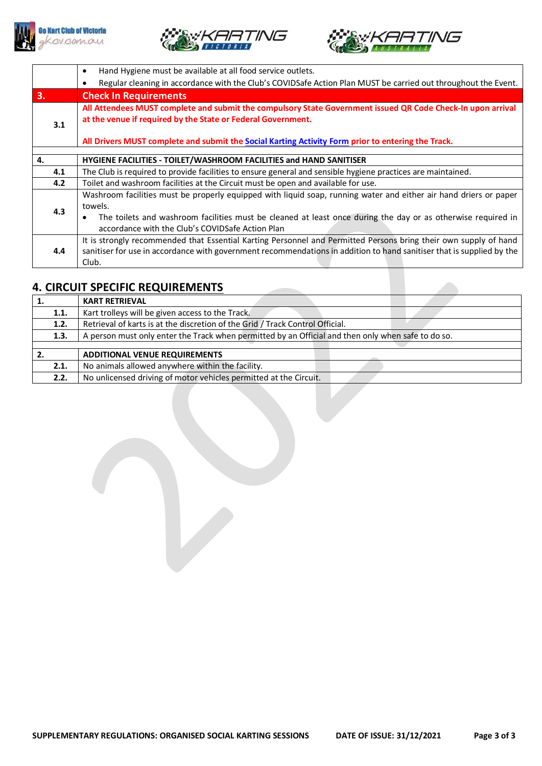| | |
|---|---|
| | • Hand Hygiene must be available at all food service outlets.<br>• Regular cleaning in accordance with the Club's COVIDSafe Action Plan MUST be carried out throughout the Event. |
| **3.** | **Check In Requirements** |
| **3.1** | **All Attendees MUST complete and submit the compulsory State Government issued QR Code Check-In upon arrival at the venue if required by the State or Federal Government.**<br><br>**All Drivers MUST complete and submit the Social Karting Activity Form prior to entering the Track.** |

| | |
|---|---|
| **4.** | **HYGIENE FACILITIES - TOILET/WASHROOM FACILITIES and HAND SANITISER** |
| **4.1** | The Club is required to provide facilities to ensure general and sensible hygiene practices are maintained. |
| **4.2** | Toilet and washroom facilities at the Circuit must be open and available for use. |
| **4.3** | Washroom facilities must be properly equipped with liquid soap, running water and either air hand driers or paper towels.<br>• The toilets and washroom facilities must be cleaned at least once during the day or as otherwise required in accordance with the Club's COVIDSafe Action Plan |
| **4.4** | It is strongly recommended that Essential Karting Personnel and Permitted Persons bring their own supply of hand sanitiser for use in accordance with government recommendations in addition to hand sanitiser that is supplied by the Club. |

## 4. CIRCUIT SPECIFIC REQUIREMENTS

| | |
|---|---|
| **1.** | **KART RETRIEVAL** |
| **1.1.** | Kart trolleys will be given access to the Track. |
| **1.2.** | Retrieval of karts is at the discretion of the Grid / Track Control Official. |
| **1.3.** | A person must only enter the Track when permitted by an Official and then only when safe to do so. |

| | |
|---|---|
| **2.** | **ADDITIONAL VENUE REQUIREMENTS** |
| **2.1.** | No animals allowed anywhere within the facility. |
| **2.2.** | No unlicensed driving of motor vehicles permitted at the Circuit. |